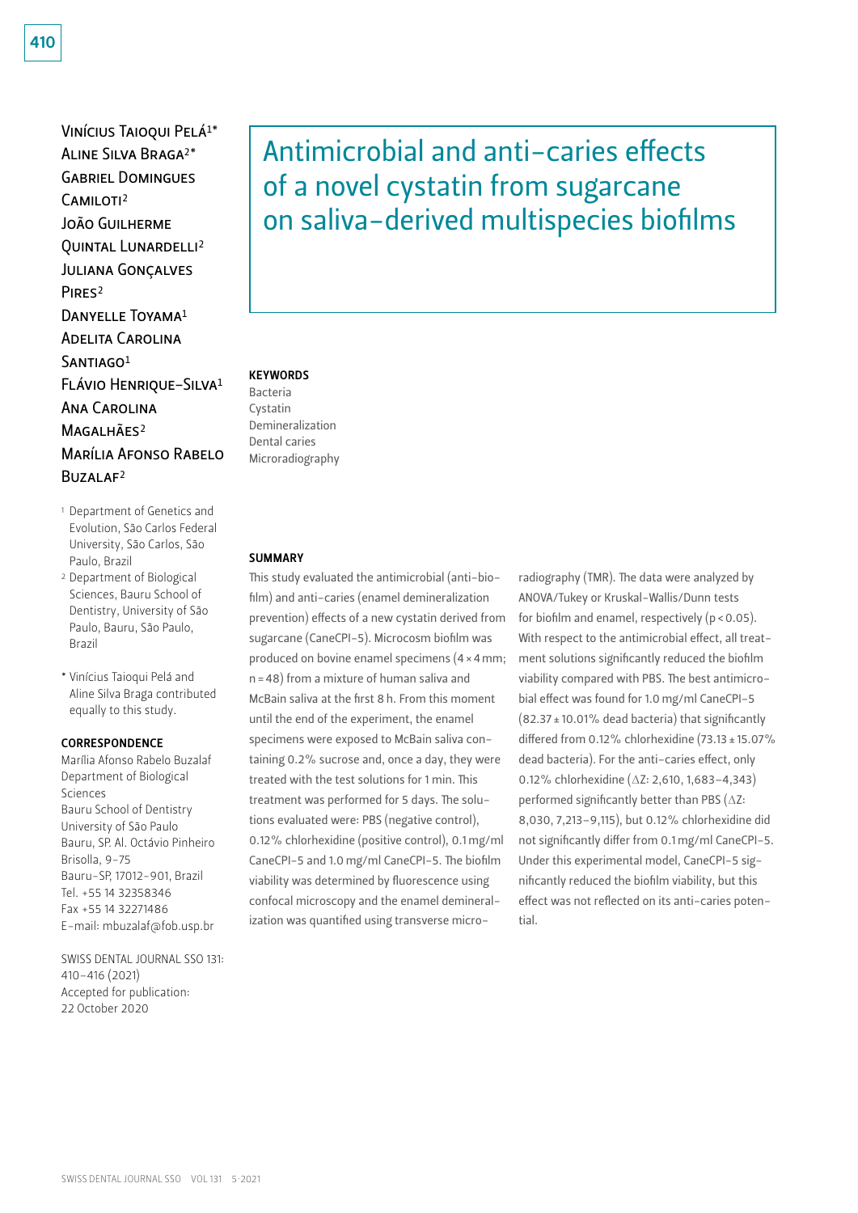# Antimicrobial and anti-caries effects of a novel cystatin from sugarcane on saliva-derived multispecies biofilms

Vinícius Taioqui Pelá[1*]
Aline Silva Braga[2*]
Gabriel Domingues Camiloti[2]
João Guilherme Quintal Lunardelli[2]
Juliana Gonçalves Pires[2]
Danyelle Toyama[1]
Adelita Carolina Santiago[1]
Flávio Henrique-Silva[1]
Ana Carolina Magalhães[2]
Marília Afonso Rabelo Buzalaf[2]

[1] Department of Genetics and Evolution, São Carlos Federal University, São Carlos, São Paulo, Brazil

[2] Department of Biological Sciences, Bauru School of Dentistry, University of São Paulo, Bauru, São Paulo, Brazil

[*] Vinícius Taioqui Pelá and Aline Silva Braga contributed equally to this study.

**CORRESPONDENCE**

Marília Afonso Rabelo Buzalaf
Department of Biological Sciences
Bauru School of Dentistry
University of São Paulo
Bauru, SP. Al. Octávio Pinheiro Brisolla, 9-75
Bauru-SP, 17012-901, Brazil
Tel. +55 14 32358346
Fax +55 14 32271486
E-mail: mbuzalaf@fob.usp.br

SWISS DENTAL JOURNAL SSO 131: 410–416 (2021)
Accepted for publication: 22 October 2020

**KEYWORDS**

Bacteria
Cystatin
Demineralization
Dental caries
Microradiography

**SUMMARY**

This study evaluated the antimicrobial (anti-biofilm) and anti-caries (enamel demineralization prevention) effects of a new cystatin derived from sugarcane (CaneCPI-5). Microcosm biofilm was produced on bovine enamel specimens (4 × 4 mm; n = 48) from a mixture of human saliva and McBain saliva at the first 8 h. From this moment until the end of the experiment, the enamel specimens were exposed to McBain saliva containing 0.2% sucrose and, once a day, they were treated with the test solutions for 1 min. This treatment was performed for 5 days. The solutions evaluated were: PBS (negative control), 0.12% chlorhexidine (positive control), 0.1 mg/ml CaneCPI-5 and 1.0 mg/ml CaneCPI-5. The biofilm viability was determined by fluorescence using confocal microscopy and the enamel demineralization was quantified using transverse microradiography (TMR). The data were analyzed by ANOVA/Tukey or Kruskal-Wallis/Dunn tests for biofilm and enamel, respectively ($p < 0.05$). With respect to the antimicrobial effect, all treatment solutions significantly reduced the biofilm viability compared with PBS. The best antimicrobial effect was found for 1.0 mg/ml CaneCPI-5 (82.37 ± 10.01% dead bacteria) that significantly differed from 0.12% chlorhexidine (73.13 ± 15.07% dead bacteria). For the anti-caries effect, only 0.12% chlorhexidine ($\Delta Z$: 2,610, 1,683–4,343) performed significantly better than PBS ($\Delta Z$: 8,030, 7,213–9,115), but 0.12% chlorhexidine did not significantly differ from 0.1 mg/ml CaneCPI-5. Under this experimental model, CaneCPI-5 significantly reduced the biofilm viability, but this effect was not reflected on its anti-caries potential.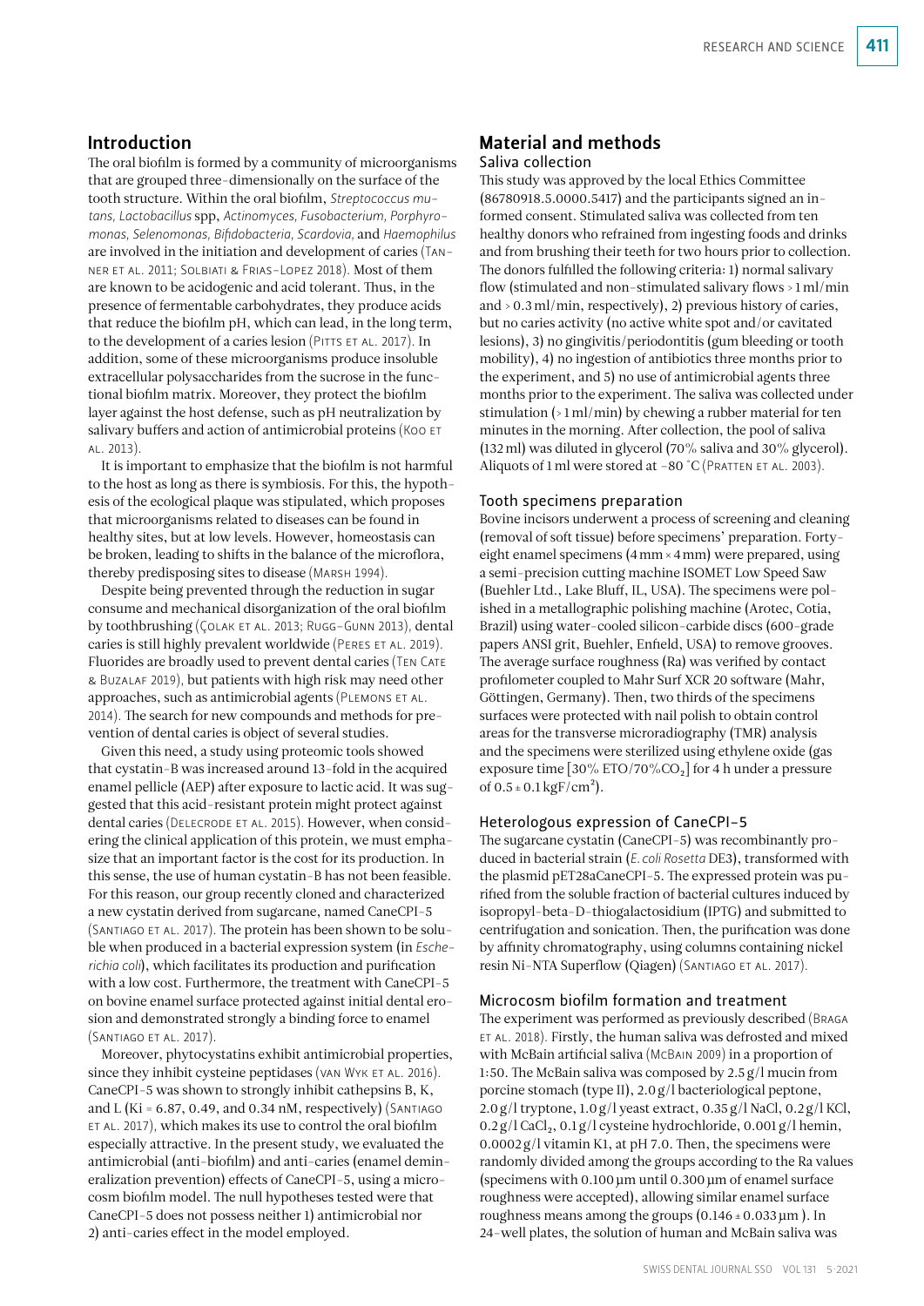## Introduction

The oral biofilm is formed by a community of microorganisms that are grouped three-dimensionally on the surface of the tooth structure. Within the oral biofilm, *Streptococcus mutans*, *Lactobacillus* spp, *Actinomyces*, *Fusobacterium*, *Porphyromonas*, *Selenomonas*, *Bifidobacteria*, *Scardovia*, and *Haemophilus* are involved in the initiation and development of caries (Tanner et al. 2011; Solbiati & Frias-Lopez 2018). Most of them are known to be acidogenic and acid tolerant. Thus, in the presence of fermentable carbohydrates, they produce acids that reduce the biofilm pH, which can lead, in the long term, to the development of a caries lesion (Pitts et al. 2017). In addition, some of these microorganisms produce insoluble extracellular polysaccharides from the sucrose in the functional biofilm matrix. Moreover, they protect the biofilm layer against the host defense, such as pH neutralization by salivary buffers and action of antimicrobial proteins (Koo et al. 2013).

It is important to emphasize that the biofilm is not harmful to the host as long as there is symbiosis. For this, the hypothesis of the ecological plaque was stipulated, which proposes that microorganisms related to diseases can be found in healthy sites, but at low levels. However, homeostasis can be broken, leading to shifts in the balance of the microflora, thereby predisposing sites to disease (Marsh 1994).

Despite being prevented through the reduction in sugar consume and mechanical disorganization of the oral biofilm by toothbrushing (Çolak et al. 2013; Rugg-Gunn 2013), dental caries is still highly prevalent worldwide (Peres et al. 2019). Fluorides are broadly used to prevent dental caries (Ten Cate & Buzalaf 2019), but patients with high risk may need other approaches, such as antimicrobial agents (Plemons et al. 2014). The search for new compounds and methods for prevention of dental caries is object of several studies.

Given this need, a study using proteomic tools showed that cystatin-B was increased around 13-fold in the acquired enamel pellicle (AEP) after exposure to lactic acid. It was suggested that this acid-resistant protein might protect against dental caries (Delecrode et al. 2015). However, when considering the clinical application of this protein, we must emphasize that an important factor is the cost for its production. In this sense, the use of human cystatin-B has not been feasible. For this reason, our group recently cloned and characterized a new cystatin derived from sugarcane, named CaneCPI-5 (Santiago et al. 2017). The protein has been shown to be soluble when produced in a bacterial expression system (in *Escherichia coli*), which facilitates its production and purification with a low cost. Furthermore, the treatment with CaneCPI-5 on bovine enamel surface protected against initial dental erosion and demonstrated strongly a binding force to enamel (Santiago et al. 2017).

Moreover, phytocystatins exhibit antimicrobial properties, since they inhibit cysteine peptidases (van Wyk et al. 2016). CaneCPI-5 was shown to strongly inhibit cathepsins B, K, and L (Ki = 6.87, 0.49, and 0.34 nM, respectively) (Santiago et al. 2017), which makes its use to control the oral biofilm especially attractive. In the present study, we evaluated the antimicrobial (anti-biofilm) and anti-caries (enamel demineralization prevention) effects of CaneCPI-5, using a microcosm biofilm model. The null hypotheses tested were that CaneCPI-5 does not possess neither 1) antimicrobial nor 2) anti-caries effect in the model employed.

## Material and methods

### Saliva collection

This study was approved by the local Ethics Committee (86780918.5.0000.5417) and the participants signed an informed consent. Stimulated saliva was collected from ten healthy donors who refrained from ingesting foods and drinks and from brushing their teeth for two hours prior to collection. The donors fulfilled the following criteria: 1) normal salivary flow (stimulated and non-stimulated salivary flows > 1 ml/min and > 0.3 ml/min, respectively), 2) previous history of caries, but no caries activity (no active white spot and/or cavitated lesions), 3) no gingivitis/periodontitis (gum bleeding or tooth mobility), 4) no ingestion of antibiotics three months prior to the experiment, and 5) no use of antimicrobial agents three months prior to the experiment. The saliva was collected under stimulation (> 1 ml/min) by chewing a rubber material for ten minutes in the morning. After collection, the pool of saliva (132 ml) was diluted in glycerol (70% saliva and 30% glycerol). Aliquots of 1 ml were stored at −80 °C (Pratten et al. 2003).

### Tooth specimens preparation

Bovine incisors underwent a process of screening and cleaning (removal of soft tissue) before specimens' preparation. Forty-eight enamel specimens (4 mm × 4 mm) were prepared, using a semi-precision cutting machine ISOMET Low Speed Saw (Buehler Ltd., Lake Bluff, IL, USA). The specimens were polished in a metallographic polishing machine (Arotec, Cotia, Brazil) using water-cooled silicon-carbide discs (600-grade papers ANSI grit, Buehler, Enfield, USA) to remove grooves. The average surface roughness (Ra) was verified by contact profilometer coupled to Mahr Surf XCR 20 software (Mahr, Göttingen, Germany). Then, two thirds of the specimens surfaces were protected with nail polish to obtain control areas for the transverse microradiography (TMR) analysis and the specimens were sterilized using ethylene oxide (gas exposure time [30% ETO/70% $CO_2$] for 4 h under a pressure of $0.5 \pm 0.1\ kgF/cm^2$).

### Heterologous expression of CaneCPI-5

The sugarcane cystatin (CaneCPI-5) was recombinantly produced in bacterial strain (*E. coli Rosetta* DE3), transformed with the plasmid pET28aCaneCPI-5. The expressed protein was purified from the soluble fraction of bacterial cultures induced by isopropyl-beta-D-thiogalactosidium (IPTG) and submitted to centrifugation and sonication. Then, the purification was done by affinity chromatography, using columns containing nickel resin Ni-NTA Superflow (Qiagen) (Santiago et al. 2017).

### Microcosm biofilm formation and treatment

The experiment was performed as previously described (Braga et al. 2018). Firstly, the human saliva was defrosted and mixed with McBain artificial saliva (McBain 2009) in a proportion of 1:50. The McBain saliva was composed by 2.5 g/l mucin from porcine stomach (type II), 2.0 g/l bacteriological peptone, 2.0 g/l tryptone, 1.0 g/l yeast extract, 0.35 g/l NaCl, 0.2 g/l KCl, 0.2 g/l $CaCl_2$, 0.1 g/l cysteine hydrochloride, 0.001 g/l hemin, 0.0002 g/l vitamin K1, at pH 7.0. Then, the specimens were randomly divided among the groups according to the Ra values (specimens with 0.100 µm until 0.300 µm of enamel surface roughness were accepted), allowing similar enamel surface roughness means among the groups (0.146 ± 0.033 µm). In 24-well plates, the solution of human and McBain saliva was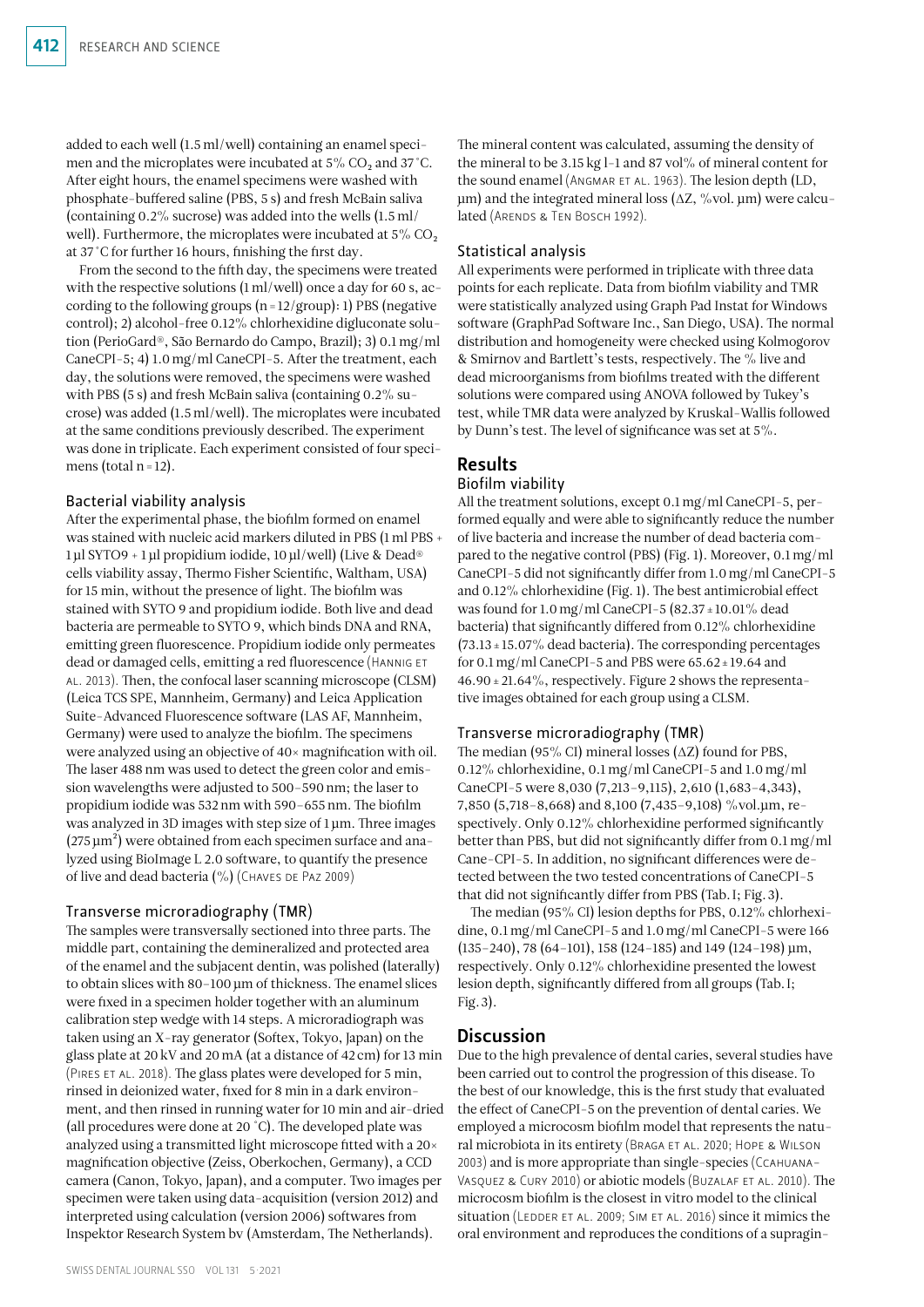added to each well (1.5 ml/well) containing an enamel specimen and the microplates were incubated at 5% $CO_2$ and 37°C. After eight hours, the enamel specimens were washed with phosphate-buffered saline (PBS, 5 s) and fresh McBain saliva (containing 0.2% sucrose) was added into the wells (1.5 ml/well). Furthermore, the microplates were incubated at 5% $CO_2$ at 37°C for further 16 hours, finishing the first day.

From the second to the fifth day, the specimens were treated with the respective solutions (1 ml/well) once a day for 60 s, according to the following groups (n = 12/group): 1) PBS (negative control); 2) alcohol-free 0.12% chlorhexidine digluconate solution (PerioGard®, São Bernardo do Campo, Brazil); 3) 0.1 mg/ml CaneCPI-5; 4) 1.0 mg/ml CaneCPI-5. After the treatment, each day, the solutions were removed, the specimens were washed with PBS (5 s) and fresh McBain saliva (containing 0.2% sucrose) was added (1.5 ml/well). The microplates were incubated at the same conditions previously described. The experiment was done in triplicate. Each experiment consisted of four specimens (total n = 12).

### Bacterial viability analysis

After the experimental phase, the biofilm formed on enamel was stained with nucleic acid markers diluted in PBS (1 ml PBS + 1 µl SYTO9 + 1 µl propidium iodide, 10 µl/well) (Live & Dead® cells viability assay, Thermo Fisher Scientific, Waltham, USA) for 15 min, without the presence of light. The biofilm was stained with SYTO 9 and propidium iodide. Both live and dead bacteria are permeable to SYTO 9, which binds DNA and RNA, emitting green fluorescence. Propidium iodide only permeates dead or damaged cells, emitting a red fluorescence (Hannig et al. 2013). Then, the confocal laser scanning microscope (CLSM) (Leica TCS SPE, Mannheim, Germany) and Leica Application Suite-Advanced Fluorescence software (LAS AF, Mannheim, Germany) were used to analyze the biofilm. The specimens were analyzed using an objective of 40× magnification with oil. The laser 488 nm was used to detect the green color and emission wavelengths were adjusted to 500–590 nm; the laser to propidium iodide was 532 nm with 590–655 nm. The biofilm was analyzed in 3D images with step size of 1 µm. Three images (275 $\mu m^2$) were obtained from each specimen surface and analyzed using BioImage L 2.0 software, to quantify the presence of live and dead bacteria (%) (Chaves de Paz 2009)

### Transverse microradiography (TMR)

The samples were transversally sectioned into three parts. The middle part, containing the demineralized and protected area of the enamel and the subjacent dentin, was polished (laterally) to obtain slices with 80–100 µm of thickness. The enamel slices were fixed in a specimen holder together with an aluminum calibration step wedge with 14 steps. A microradiograph was taken using an X-ray generator (Softex, Tokyo, Japan) on the glass plate at 20 kV and 20 mA (at a distance of 42 cm) for 13 min (Pires et al. 2018). The glass plates were developed for 5 min, rinsed in deionized water, fixed for 8 min in a dark environment, and then rinsed in running water for 10 min and air-dried (all procedures were done at 20°C). The developed plate was analyzed using a transmitted light microscope fitted with a 20× magnification objective (Zeiss, Oberkochen, Germany), a CCD camera (Canon, Tokyo, Japan), and a computer. Two images per specimen were taken using data-acquisition (version 2012) and interpreted using calculation (version 2006) softwares from Inspektor Research System bv (Amsterdam, The Netherlands).

The mineral content was calculated, assuming the density of the mineral to be 3.15 kg l-1 and 87 vol% of mineral content for the sound enamel (Angmar et al. 1963). The lesion depth (LD, µm) and the integrated mineral loss (ΔZ, %vol. µm) were calculated (Arends & Ten Bosch 1992).

### Statistical analysis

All experiments were performed in triplicate with three data points for each replicate. Data from biofilm viability and TMR were statistically analyzed using Graph Pad Instat for Windows software (GraphPad Software Inc., San Diego, USA). The normal distribution and homogeneity were checked using Kolmogorov & Smirnov and Bartlett's tests, respectively. The % live and dead microorganisms from biofilms treated with the different solutions were compared using ANOVA followed by Tukey's test, while TMR data were analyzed by Kruskal-Wallis followed by Dunn's test. The level of significance was set at 5%.

## Results

### Biofilm viability

All the treatment solutions, except 0.1 mg/ml CaneCPI-5, performed equally and were able to significantly reduce the number of live bacteria and increase the number of dead bacteria compared to the negative control (PBS) (Fig. 1). Moreover, 0.1 mg/ml CaneCPI-5 did not significantly differ from 1.0 mg/ml CaneCPI-5 and 0.12% chlorhexidine (Fig. 1). The best antimicrobial effect was found for 1.0 mg/ml CaneCPI-5 (82.37 ± 10.01% dead bacteria) that significantly differed from 0.12% chlorhexidine (73.13 ± 15.07% dead bacteria). The corresponding percentages for 0.1 mg/ml CaneCPI-5 and PBS were 65.62 ± 19.64 and 46.90 ± 21.64%, respectively. Figure 2 shows the representative images obtained for each group using a CLSM.

### Transverse microradiography (TMR)

The median (95% CI) mineral losses (ΔZ) found for PBS, 0.12% chlorhexidine, 0.1 mg/ml CaneCPI-5 and 1.0 mg/ml CaneCPI-5 were 8,030 (7,213–9,115), 2,610 (1,683–4,343), 7,850 (5,718–8,668) and 8,100 (7,435–9,108) %vol.µm, respectively. Only 0.12% chlorhexidine performed significantly better than PBS, but did not significantly differ from 0.1 mg/ml Cane-CPI-5. In addition, no significant differences were detected between the two tested concentrations of CaneCPI-5 that did not significantly differ from PBS (Tab. I; Fig. 3).

The median (95% CI) lesion depths for PBS, 0.12% chlorhexidine, 0.1 mg/ml CaneCPI-5 and 1.0 mg/ml CaneCPI-5 were 166 (135–240), 78 (64–101), 158 (124–185) and 149 (124–198) µm, respectively. Only 0.12% chlorhexidine presented the lowest lesion depth, significantly differed from all groups (Tab. I; Fig. 3).

## Discussion

Due to the high prevalence of dental caries, several studies have been carried out to control the progression of this disease. To the best of our knowledge, this is the first study that evaluated the effect of CaneCPI-5 on the prevention of dental caries. We employed a microcosm biofilm model that represents the natural microbiota in its entirety (Braga et al. 2020; Hope & Wilson 2003) and is more appropriate than single-species (Ccahuana-Vasquez & Cury 2010) or abiotic models (Buzalaf et al. 2010). The microcosm biofilm is the closest in vitro model to the clinical situation (Ledder et al. 2009; Sim et al. 2016) since it mimics the oral environment and reproduces the conditions of a supragin-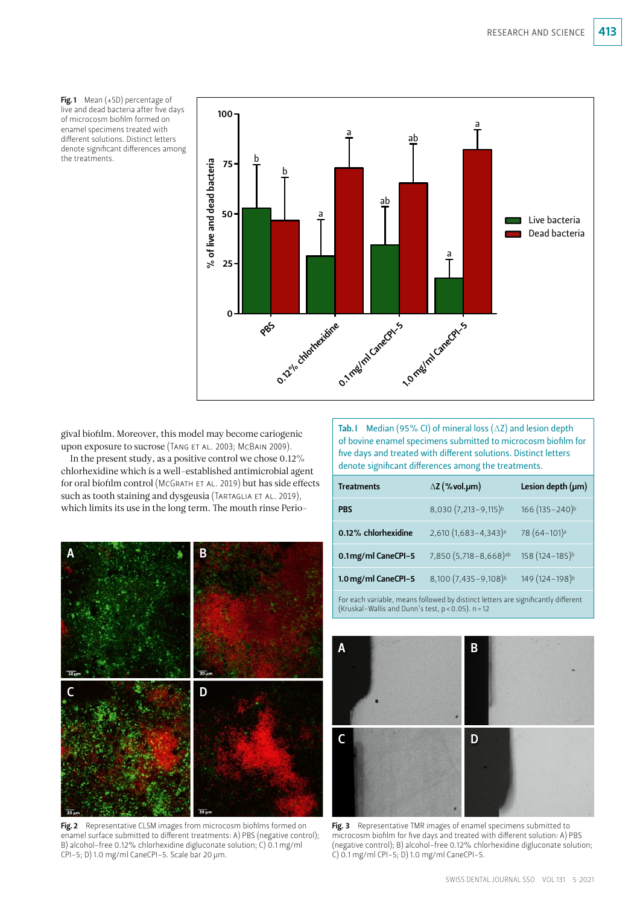**Fig. 1** Mean (+SD) percentage of live and dead bacteria after five days of microcosm biofilm formed on enamel specimens treated with different solutions. Distinct letters denote significant differences among the treatments.

gival biofilm. Moreover, this model may become cariogenic upon exposure to sucrose (Tang et al. 2003; McBain 2009).

In the present study, as a positive control we chose 0.12% chlorhexidine which is a well-established antimicrobial agent for oral biofilm control (McGrath et al. 2019) but has side effects such as tooth staining and dysgeusia (Tartaglia et al. 2019), which limits its use in the long term. The mouth rinse Perio-

**Tab. I** Median (95% CI) of mineral loss (ΔZ) and lesion depth of bovine enamel specimens submitted to microcosm biofilm for five days and treated with different solutions. Distinct letters denote significant differences among the treatments.

| Treatments | ΔZ (%vol.μm) | Lesion depth (μm) |
|---|---|---|
| PBS | 8,030 (7,213–9,115)[b] | 166 (135–240)[b] |
| 0.12% chlorhexidine | 2,610 (1,683–4,343)[a] | 78 (64–101)[a] |
| 0.1 mg/ml CaneCPI-5 | 7,850 (5,718–8,668)[ab] | 158 (124–185)[b] |
| 1.0 mg/ml CaneCPI-5 | 8,100 (7,435–9,108)[b] | 149 (124–198)[b] |

For each variable, means followed by distinct letters are significantly different (Kruskal-Wallis and Dunn's test, $p < 0.05$). n = 12

**Fig. 2** Representative CLSM images from microcosm biofilms formed on enamel surface submitted to different treatments: A) PBS (negative control); B) alcohol-free 0.12% chlorhexidine digluconate solution; C) 0.1 mg/ml CPI-5; D) 1.0 mg/ml CaneCPI-5. Scale bar 20 μm.

**Fig. 3** Representative TMR images of enamel specimens submitted to microcosm biofilm for five days and treated with different solution: A) PBS (negative control); B) alcohol-free 0.12% chlorhexidine digluconate solution; C) 0.1 mg/ml CPI-5; D) 1.0 mg/ml CaneCPI-5.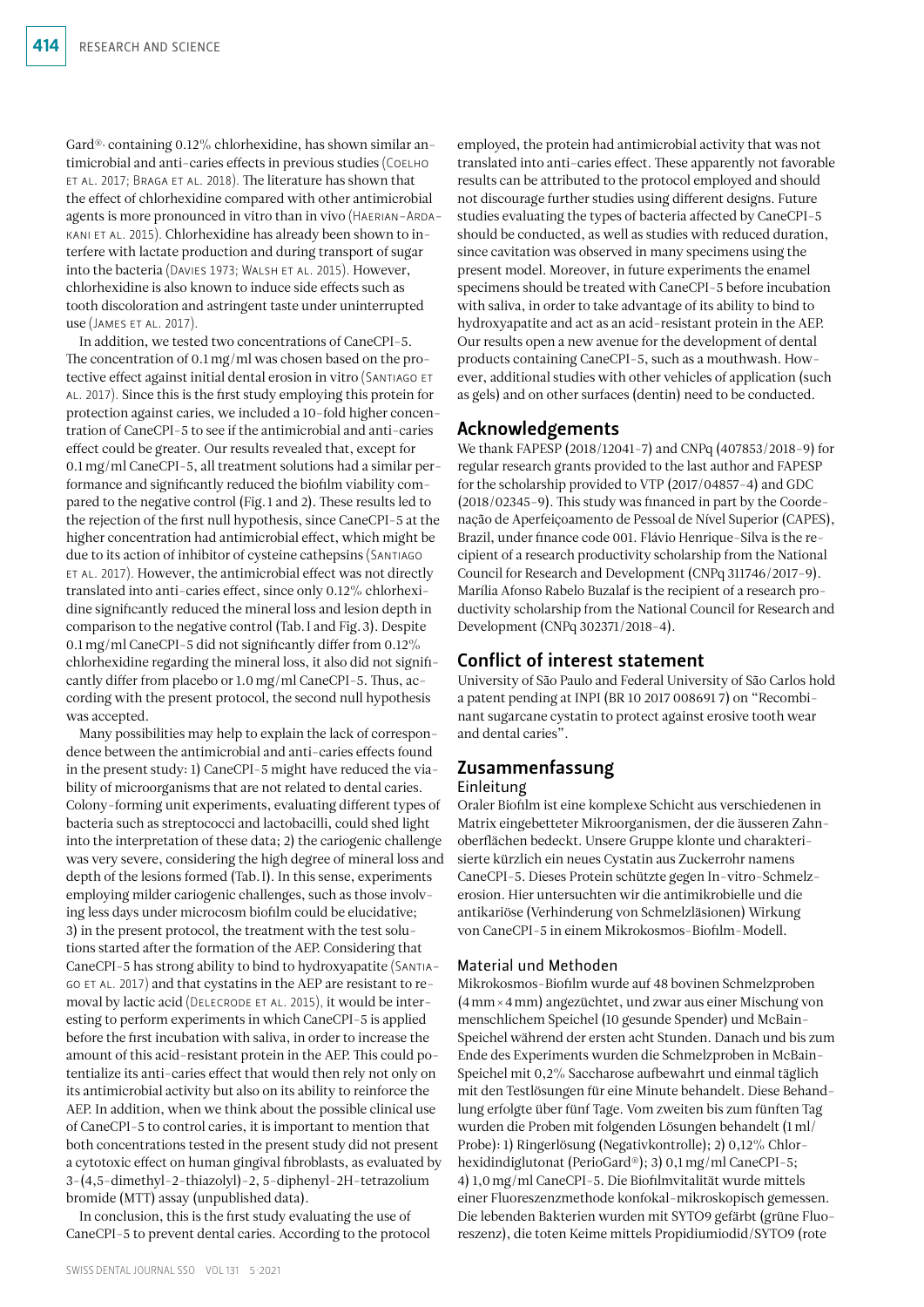Gard®, containing 0.12% chlorhexidine, has shown similar antimicrobial and anti-caries effects in previous studies (Coelho et al. 2017; Braga et al. 2018). The literature has shown that the effect of chlorhexidine compared with other antimicrobial agents is more pronounced in vitro than in vivo (Haerian-Ardakani et al. 2015). Chlorhexidine has already been shown to interfere with lactate production and during transport of sugar into the bacteria (Davies 1973; Walsh et al. 2015). However, chlorhexidine is also known to induce side effects such as tooth discoloration and astringent taste under uninterrupted use (James et al. 2017).

In addition, we tested two concentrations of CaneCPI-5. The concentration of 0.1 mg/ml was chosen based on the protective effect against initial dental erosion in vitro (Santiago et al. 2017). Since this is the first study employing this protein for protection against caries, we included a 10-fold higher concentration of CaneCPI-5 to see if the antimicrobial and anti-caries effect could be greater. Our results revealed that, except for 0.1 mg/ml CaneCPI-5, all treatment solutions had a similar performance and significantly reduced the biofilm viability compared to the negative control (Fig. 1 and 2). These results led to the rejection of the first null hypothesis, since CaneCPI-5 at the higher concentration had antimicrobial effect, which might be due to its action of inhibitor of cysteine cathepsins (Santiago et al. 2017). However, the antimicrobial effect was not directly translated into anti-caries effect, since only 0.12% chlorhexidine significantly reduced the mineral loss and lesion depth in comparison to the negative control (Tab. I and Fig. 3). Despite 0.1 mg/ml CaneCPI-5 did not significantly differ from 0.12% chlorhexidine regarding the mineral loss, it also did not significantly differ from placebo or 1.0 mg/ml CaneCPI-5. Thus, according with the present protocol, the second null hypothesis was accepted.

Many possibilities may help to explain the lack of correspondence between the antimicrobial and anti-caries effects found in the present study: 1) CaneCPI-5 might have reduced the viability of microorganisms that are not related to dental caries. Colony-forming unit experiments, evaluating different types of bacteria such as streptococci and lactobacilli, could shed light into the interpretation of these data; 2) the cariogenic challenge was very severe, considering the high degree of mineral loss and depth of the lesions formed (Tab. I). In this sense, experiments employing milder cariogenic challenges, such as those involving less days under microcosm biofilm could be elucidative; 3) in the present protocol, the treatment with the test solutions started after the formation of the AEP. Considering that CaneCPI-5 has strong ability to bind to hydroxyapatite (Santiago et al. 2017) and that cystatins in the AEP are resistant to removal by lactic acid (Delecrode et al. 2015), it would be interesting to perform experiments in which CaneCPI-5 is applied before the first incubation with saliva, in order to increase the amount of this acid-resistant protein in the AEP. This could potentialize its anti-caries effect that would then rely not only on its antimicrobial activity but also on its ability to reinforce the AEP. In addition, when we think about the possible clinical use of CaneCPI-5 to control caries, it is important to mention that both concentrations tested in the present study did not present a cytotoxic effect on human gingival fibroblasts, as evaluated by 3-(4,5-dimethyl-2-thiazolyl)-2, 5-diphenyl-2H-tetrazolium bromide (MTT) assay (unpublished data).

In conclusion, this is the first study evaluating the use of CaneCPI-5 to prevent dental caries. According to the protocol employed, the protein had antimicrobial activity that was not translated into anti-caries effect. These apparently not favorable results can be attributed to the protocol employed and should not discourage further studies using different designs. Future studies evaluating the types of bacteria affected by CaneCPI-5 should be conducted, as well as studies with reduced duration, since cavitation was observed in many specimens using the present model. Moreover, in future experiments the enamel specimens should be treated with CaneCPI-5 before incubation with saliva, in order to take advantage of its ability to bind to hydroxyapatite and act as an acid-resistant protein in the AEP. Our results open a new avenue for the development of dental products containing CaneCPI-5, such as a mouthwash. However, additional studies with other vehicles of application (such as gels) and on other surfaces (dentin) need to be conducted.

## Acknowledgements

We thank FAPESP (2018/12041-7) and CNPq (407853/2018-9) for regular research grants provided to the last author and FAPESP for the scholarship provided to VTP (2017/04857-4) and GDC (2018/02345-9). This study was financed in part by the Coordenação de Aperfeiçoamento de Pessoal de Nível Superior (CAPES), Brazil, under finance code 001. Flávio Henrique-Silva is the recipient of a research productivity scholarship from the National Council for Research and Development (CNPq 311746/2017-9). Marília Afonso Rabelo Buzalaf is the recipient of a research productivity scholarship from the National Council for Research and Development (CNPq 302371/2018-4).

## Conflict of interest statement

University of São Paulo and Federal University of São Carlos hold a patent pending at INPI (BR 10 2017 008691 7) on "Recombinant sugarcane cystatin to protect against erosive tooth wear and dental caries".

## Zusammenfassung

### Einleitung

Oraler Biofilm ist eine komplexe Schicht aus verschiedenen in Matrix eingebetteter Mikroorganismen, der die äusseren Zahnoberflächen bedeckt. Unsere Gruppe klonte und charakterisierte kürzlich ein neues Cystatin aus Zuckerrohr namens CaneCPI-5. Dieses Protein schützte gegen In-vitro-Schmelzerosion. Hier untersuchten wir die antimikrobielle und die antikariöse (Verhinderung von Schmelzläsionen) Wirkung von CaneCPI-5 in einem Mikrokosmos-Biofilm-Modell.

### Material und Methoden

Mikrokosmos-Biofilm wurde auf 48 bovinen Schmelzproben (4 mm × 4 mm) angezüchtet, und zwar aus einer Mischung von menschlichem Speichel (10 gesunde Spender) und McBain-Speichel während der ersten acht Stunden. Danach und bis zum Ende des Experiments wurden die Schmelzproben in McBain-Speichel mit 0,2% Saccharose aufbewahrt und einmal täglich mit den Testlösungen für eine Minute behandelt. Diese Behandlung erfolgte über fünf Tage. Vom zweiten bis zum fünften Tag wurden die Proben mit folgenden Lösungen behandelt (1 ml/Probe): 1) Ringerlösung (Negativkontrolle); 2) 0,12% Chlorhexidindiglutonat (PerioGard®); 3) 0,1 mg/ml CaneCPI-5; 4) 1,0 mg/ml CaneCPI-5. Die Biofilmvitalität wurde mittels einer Fluoreszenzmethode konfokal-mikroskopisch gemessen. Die lebenden Bakterien wurden mit SYTO9 gefärbt (grüne Fluoreszenz), die toten Keime mittels Propidiumiodid/SYTO9 (rote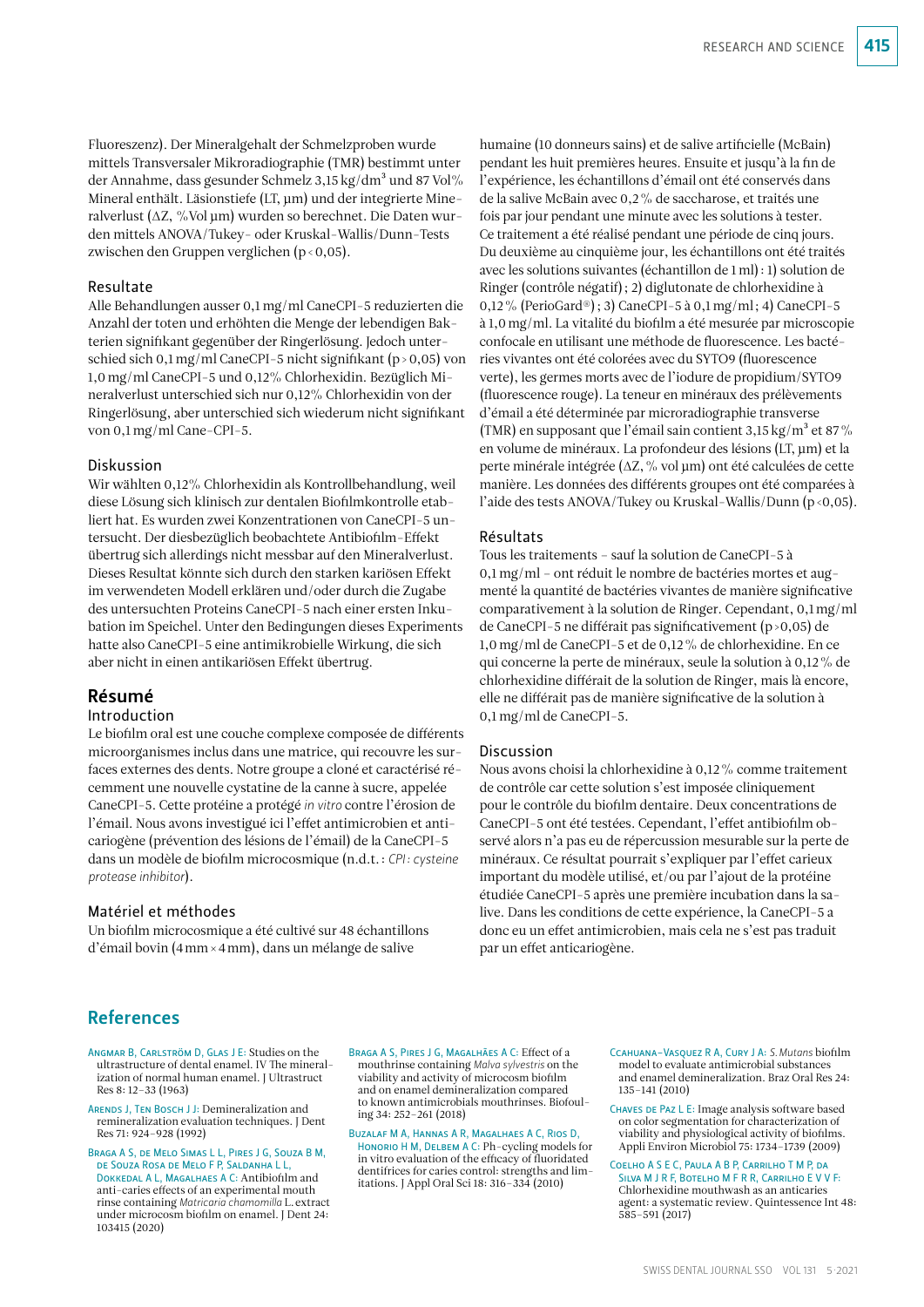Fluoreszenz). Der Mineralgehalt der Schmelzproben wurde mittels Transversaler Mikroradiographie (TMR) bestimmt unter der Annahme, dass gesunder Schmelz 3,15 kg/dm$^3$ und 87 Vol% Mineral enthält. Läsionstiefe (LT, µm) und der integrierte Mineralverlust (ΔZ, %Vol µm) wurden so berechnet. Die Daten wurden mittels ANOVA/Tukey- oder Kruskal-Wallis/Dunn-Tests zwischen den Gruppen verglichen ($p < 0{,}05$).

### Resultate

Alle Behandlungen ausser 0,1 mg/ml CaneCPI-5 reduzierten die Anzahl der toten und erhöhten die Menge der lebendigen Bakterien signifikant gegenüber der Ringerlösung. Jedoch unterschied sich 0,1 mg/ml CaneCPI-5 nicht signifikant ($p > 0{,}05$) von 1,0 mg/ml CaneCPI-5 und 0,12% Chlorhexidin. Bezüglich Mineralverlust unterschied sich nur 0,12% Chlorhexidin von der Ringerlösung, aber unterschied sich wiederum nicht signifikant von 0,1 mg/ml Cane-CPI-5.

### Diskussion

Wir wählten 0,12% Chlorhexidin als Kontrollbehandlung, weil diese Lösung sich klinisch zur dentalen Biofilmkontrolle etabliert hat. Es wurden zwei Konzentrationen von CaneCPI-5 untersucht. Der diesbezüglich beobachtete Antibiofilm-Effekt übertrug sich allerdings nicht messbar auf den Mineralverlust. Dieses Resultat könnte sich durch den starken kariösen Effekt im verwendeten Modell erklären und/oder durch die Zugabe des untersuchten Proteins CaneCPI-5 nach einer ersten Inkubation im Speichel. Unter den Bedingungen dieses Experiments hatte also CaneCPI-5 eine antimikrobielle Wirkung, die sich aber nicht in einen antikariösen Effekt übertrug.

## Résumé

### Introduction

Le biofilm oral est une couche complexe composée de différents microorganismes inclus dans une matrice, qui recouvre les surfaces externes des dents. Notre groupe a cloné et caractérisé récemment une nouvelle cystatine de la canne à sucre, appelée CaneCPI-5. Cette protéine a protégé *in vitro* contre l'érosion de l'émail. Nous avons investigué ici l'effet antimicrobien et anticariogène (prévention des lésions de l'émail) de la CaneCPI-5 dans un modèle de biofilm microcosmique (n.d.t.: *CPI: cysteine protease inhibitor*).

### Matériel et méthodes

Un biofilm microcosmique a été cultivé sur 48 échantillons d'émail bovin (4 mm × 4 mm), dans un mélange de salive humaine (10 donneurs sains) et de salive artificielle (McBain) pendant les huit premières heures. Ensuite et jusqu'à la fin de l'expérience, les échantillons d'émail ont été conservés dans de la salive McBain avec 0,2 % de saccharose, et traités une fois par jour pendant une minute avec les solutions à tester. Ce traitement a été réalisé pendant une période de cinq jours. Du deuxième au cinquième jour, les échantillons ont été traités avec les solutions suivantes (échantillon de 1 ml): 1) solution de Ringer (contrôle négatif); 2) diglutonate de chlorhexidine à 0,12 % (PerioGard®); 3) CaneCPI-5 à 0,1 mg/ml; 4) CaneCPI-5 à 1,0 mg/ml. La vitalité du biofilm a été mesurée par microscopie confocale en utilisant une méthode de fluorescence. Les bactéries vivantes ont été colorées avec du SYTO9 (fluorescence verte), les germes morts avec de l'iodure de propidium/SYTO9 (fluorescence rouge). La teneur en minéraux des prélèvements d'émail a été déterminée par microradiographie transverse (TMR) en supposant que l'émail sain contient 3,15 kg/m$^3$ et 87 % en volume de minéraux. La profondeur des lésions (LT, µm) et la perte minérale intégrée (ΔZ, % vol µm) ont été calculées de cette manière. Les données des différents groupes ont été comparées à l'aide des tests ANOVA/Tukey ou Kruskal-Wallis/Dunn ($p < 0{,}05$).

### Résultats

Tous les traitements – sauf la solution de CaneCPI-5 à 0,1 mg/ml – ont réduit le nombre de bactéries mortes et augmenté la quantité de bactéries vivantes de manière significative comparativement à la solution de Ringer. Cependant, 0,1 mg/ml de CaneCPI-5 ne différait pas significativement ($p > 0{,}05$) de 1,0 mg/ml de CaneCPI-5 et de 0,12 % de chlorhexidine. En ce qui concerne la perte de minéraux, seule la solution à 0,12 % de chlorhexidine différait de la solution de Ringer, mais là encore, elle ne différait pas de manière significative de la solution à 0,1 mg/ml de CaneCPI-5.

### Discussion

Nous avons choisi la chlorhexidine à 0,12 % comme traitement de contrôle car cette solution s'est imposée cliniquement pour le contrôle du biofilm dentaire. Deux concentrations de CaneCPI-5 ont été testées. Cependant, l'effet antibiofilm observé alors n'a pas eu de répercussion mesurable sur la perte de minéraux. Ce résultat pourrait s'expliquer par l'effet carieux important du modèle utilisé, et/ou par l'ajout de la protéine étudiée CaneCPI-5 après une première incubation dans la salive. Dans les conditions de cette expérience, la CaneCPI-5 a donc eu un effet antimicrobien, mais cela ne s'est pas traduit par un effet anticariogène.

## References

Angmar B, Carlström D, Glas J E: Studies on the ultrastructure of dental enamel. IV The mineralization of normal human enamel. J Ultrastruct Res 8: 12–33 (1963)

Arends J, Ten Bosch J J: Demineralization and remineralization evaluation techniques. J Dent Res 71: 924–928 (1992)

Braga A S, de Melo Simas L L, Pires J G, Souza B M, de Souza Rosa de Melo F P, Saldanha L L, Dokkedal A L, Magalhães A C: Antibiofilm and anti-caries effects of an experimental mouth rinse containing *Matricaria chamomilla* L. extract under microcosm biofilm on enamel. J Dent 24: 103415 (2020)

Braga A S, Pires J G, Magalhães A C: Effect of a mouthrinse containing *Malva sylvestris* on the viability and activity of microcosm biofilm and on enamel demineralization compared to known antimicrobials mouthrinses. Biofouling 34: 252–261 (2018)

Buzalaf M A, Hannas A R, Magalhães A C, Rios D, Honorio H M, Delbem A C: Ph-cycling models for in vitro evaluation of the efficacy of fluoridated dentifrices for caries control: strengths and limitations. J Appl Oral Sci 18: 316–334 (2010)

Ccahuana-Vasquez R A, Cury J A: *S. Mutans* biofilm model to evaluate antimicrobial substances and enamel demineralization. Braz Oral Res 24: 135–141 (2010)

Chaves de Paz L E: Image analysis software based on color segmentation for characterization of viability and physiological activity of biofilms. Appli Environ Microbiol 75: 1734–1739 (2009)

Coelho A S E C, Paula A B P, Carrilho T M P, da Silva M J R F, Botelho M F R R, Carrilho E V V F: Chlorhexidine mouthwash as an anticaries agent: a systematic review. Quintessence Int 48: 585–591 (2017)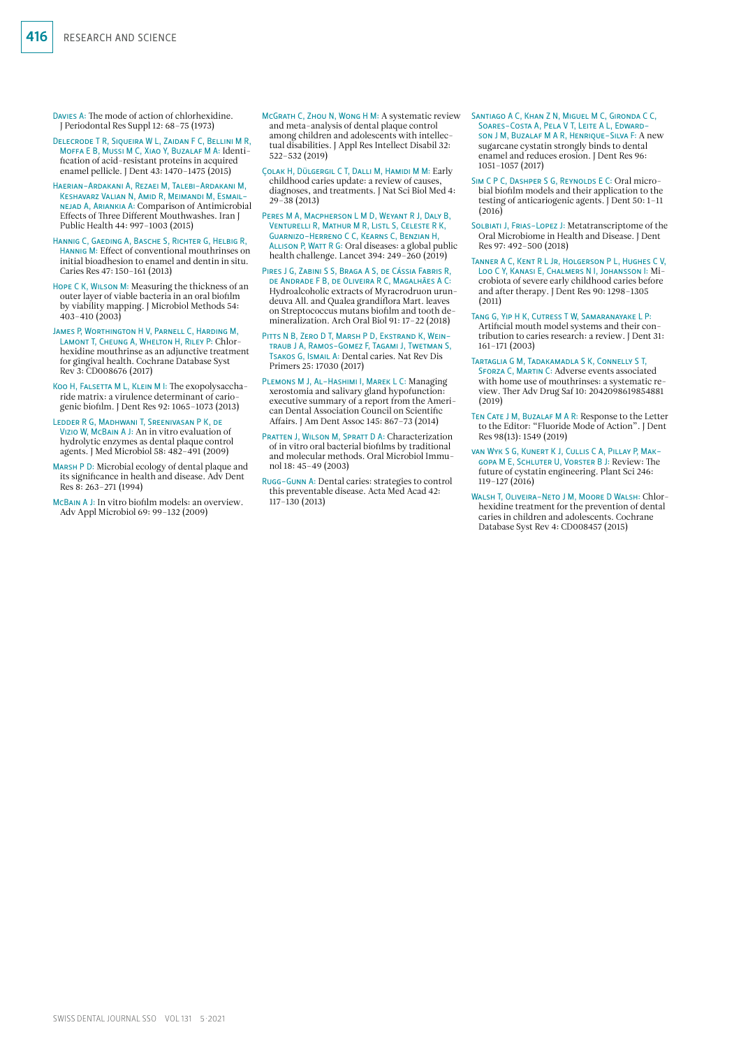Davies A: The mode of action of chlorhexidine. J Periodontal Res Suppl 12: 68–75 (1973)

Delecrode T R, Siqueira W L, Zaidan F C, Bellini M R, Moffa E B, Mussi M C, Xiao Y, Buzalaf M A: Identification of acid-resistant proteins in acquired enamel pellicle. J Dent 43: 1470–1475 (2015)

Haerian-Ardakani A, Rezaei M, Talebi-Ardakani M, Keshavarz Valian N, Amid R, Meimandi M, Esmailnejad A, Ariankia A: Comparison of Antimicrobial Effects of Three Different Mouthwashes. Iran J Public Health 44: 997–1003 (2015)

Hannig C, Gaeding A, Basche S, Richter G, Helbig R, Hannig M: Effect of conventional mouthrinses on initial bioadhesion to enamel and dentin in situ. Caries Res 47: 150–161 (2013)

Hope C K, Wilson M: Measuring the thickness of an outer layer of viable bacteria in an oral biofilm by viability mapping. J Microbiol Methods 54: 403–410 (2003)

James P, Worthington H V, Parnell C, Harding M, Lamont T, Cheung A, Whelton H, Riley P: Chlorhexidine mouthrinse as an adjunctive treatment for gingival health. Cochrane Database Syst Rev 3: CD008676 (2017)

Koo H, Falsetta M L, Klein M I: The exopolysaccharide matrix: a virulence determinant of cariogenic biofilm. J Dent Res 92: 1065–1073 (2013)

Ledder R G, Madhwani T, Sreenivasan P K, de Vizio W, McBain A J: An in vitro evaluation of hydrolytic enzymes as dental plaque control agents. J Med Microbiol 58: 482–491 (2009)

Marsh P D: Microbial ecology of dental plaque and its significance in health and disease. Adv Dent Res 8: 263–271 (1994)

McBain A J: In vitro biofilm models: an overview. Adv Appl Microbiol 69: 99–132 (2009)

McGrath C, Zhou N, Wong H M: A systematic review and meta-analysis of dental plaque control among children and adolescents with intellectual disabilities. J Appl Res Intellect Disabil 32: 522–532 (2019)

Çolak H, Dülgergil C T, Dalli M, Hamidi M M: Early childhood caries update: a review of causes, diagnoses, and treatments. J Nat Sci Biol Med 4: 29–38 (2013)

Peres M A, Macpherson L M D, Weyant R J, Daly B, Venturelli R, Mathur M R, Listl S, Celeste R K, Guarnizo-Herreno C C, Kearns C, Benzian H, Allison P, Watt R G: Oral diseases: a global public health challenge. Lancet 394: 249–260 (2019)

Pires J G, Zabini S S, Braga A S, de Cássia Fabris R, de Andrade F B, de Oliveira R C, Magalhães A C: Hydroalcoholic extracts of Myracrodruon urundeuva All. and Qualea grandiflora Mart. leaves on Streptococcus mutans biofilm and tooth demineralization. Arch Oral Biol 91: 17–22 (2018)

Pitts N B, Zero D T, Marsh P D, Ekstrand K, Weintraub J A, Ramos-Gomez F, Tagami J, Twetman S, Tsakos G, Ismail A: Dental caries. Nat Rev Dis Primers 25: 17030 (2017)

Plemons M J, Al-Hashimi I, Marek L C: Managing xerostomia and salivary gland hypofunction: executive summary of a report from the American Dental Association Council on Scientific Affairs. J Am Dent Assoc 145: 867–73 (2014)

Pratten J, Wilson M, Spratt D A: Characterization of in vitro oral bacterial biofilms by traditional and molecular methods. Oral Microbiol Immunol 18: 45–49 (2003)

Rugg-Gunn A: Dental caries: strategies to control this preventable disease. Acta Med Acad 42: 117–130 (2013)

Santiago A C, Khan Z N, Miguel M C, Gironda C C, Soares-Costa A, Pela V T, Leite A L, Edwardson J M, Buzalaf M A R, Henrique-Silva F: A new sugarcane cystatin strongly binds to dental enamel and reduces erosion. J Dent Res 96: 1051–1057 (2017)

Sim C P C, Dashper S G, Reynolds E C: Oral microbial biofilm models and their application to the testing of anticariogenic agents. J Dent 50: 1–11 (2016)

Solbiati J, Frias-Lopez J: Metatranscriptome of the Oral Microbiome in Health and Disease. J Dent Res 97: 492–500 (2018)

Tanner A C, Kent R L Jr, Holgerson P L, Hughes C V, Loo C Y, Kanasi E, Chalmers N I, Johansson I: Microbiota of severe early childhood caries before and after therapy. J Dent Res 90: 1298–1305 (2011)

Tang G, Yip H K, Cutress T W, Samaranayake L P: Artificial mouth model systems and their contribution to caries research: a review. J Dent 31: 161–171 (2003)

Tartaglia G M, Tadakamadla S K, Connelly S T, Sforza C, Martin C: Adverse events associated with home use of mouthrinses: a systematic review. Ther Adv Drug Saf 10: 2042098619854881 (2019)

Ten Cate J M, Buzalaf M A R: Response to the Letter to the Editor: "Fluoride Mode of Action". J Dent Res 98(13): 1549 (2019)

van Wyk S G, Kunert K J, Cullis C A, Pillay P, Makgopa M E, Schluter U, Vorster B J: Review: The future of cystatin engineering. Plant Sci 246: 119–127 (2016)

Walsh T, Oliveira-Neto J M, Moore D Walsh: Chlorhexidine treatment for the prevention of dental caries in children and adolescents. Cochrane Database Syst Rev 4: CD008457 (2015)